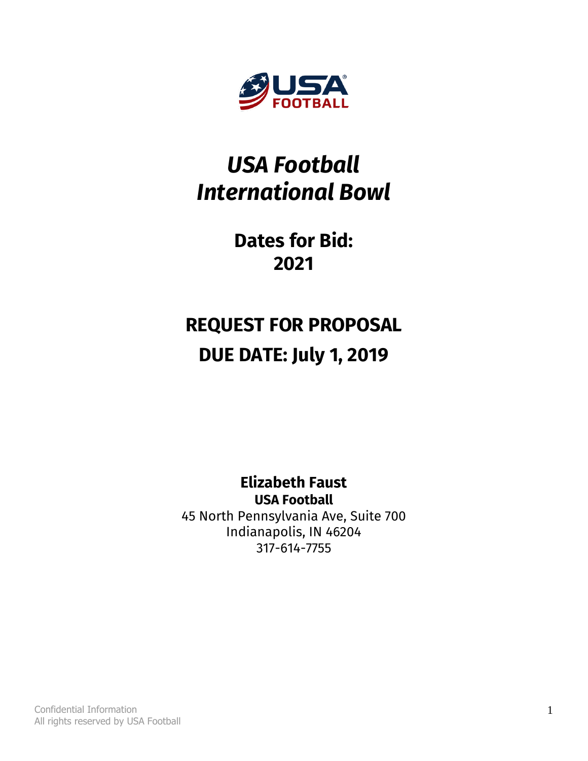# *USA Football International Bowl*

## Dates for Bid: 2021

## REQUEST FOR PROPOSAL

## DUE DATE: July 1, 2019

**Elizabeth Faust**
**USA Football**
45 North Pennsylvania Ave, Suite 700
Indianapolis, IN 46204
317-614-7755

Confidential Information
All rights reserved by USA Football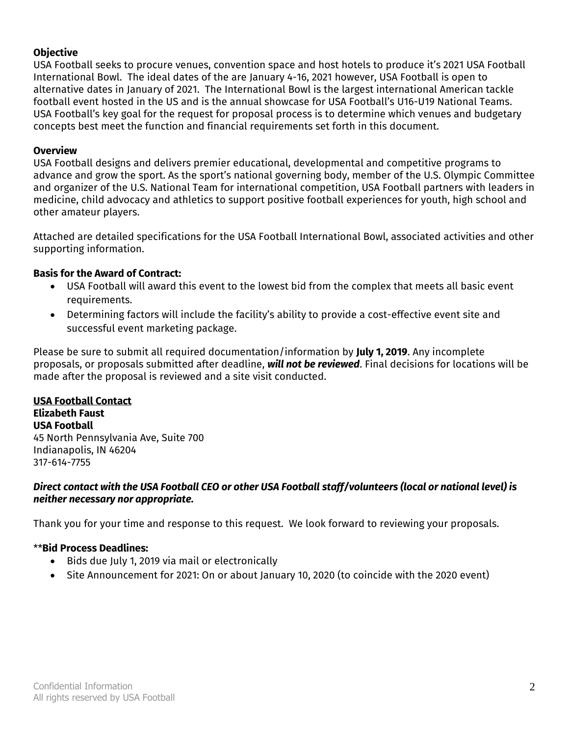**Objective**

USA Football seeks to procure venues, convention space and host hotels to produce it's 2021 USA Football International Bowl. The ideal dates of the are January 4-16, 2021 however, USA Football is open to alternative dates in January of 2021. The International Bowl is the largest international American tackle football event hosted in the US and is the annual showcase for USA Football's U16-U19 National Teams. USA Football's key goal for the request for proposal process is to determine which venues and budgetary concepts best meet the function and financial requirements set forth in this document.

**Overview**

USA Football designs and delivers premier educational, developmental and competitive programs to advance and grow the sport. As the sport's national governing body, member of the U.S. Olympic Committee and organizer of the U.S. National Team for international competition, USA Football partners with leaders in medicine, child advocacy and athletics to support positive football experiences for youth, high school and other amateur players.

Attached are detailed specifications for the USA Football International Bowl, associated activities and other supporting information.

**Basis for the Award of Contract:**

- USA Football will award this event to the lowest bid from the complex that meets all basic event requirements.
- Determining factors will include the facility's ability to provide a cost-effective event site and successful event marketing package.

Please be sure to submit all required documentation/information by **July 1, 2019**. Any incomplete proposals, or proposals submitted after deadline, ***will not be reviewed***. Final decisions for locations will be made after the proposal is reviewed and a site visit conducted.

**USA Football Contact**
**Elizabeth Faust**
**USA Football**
45 North Pennsylvania Ave, Suite 700
Indianapolis, IN 46204
317-614-7755

***Direct contact with the USA Football CEO or other USA Football staff/volunteers (local or national level) is neither necessary nor appropriate.***

Thank you for your time and response to this request. We look forward to reviewing your proposals.

\*\***Bid Process Deadlines:**

- Bids due July 1, 2019 via mail or electronically
- Site Announcement for 2021: On or about January 10, 2020 (to coincide with the 2020 event)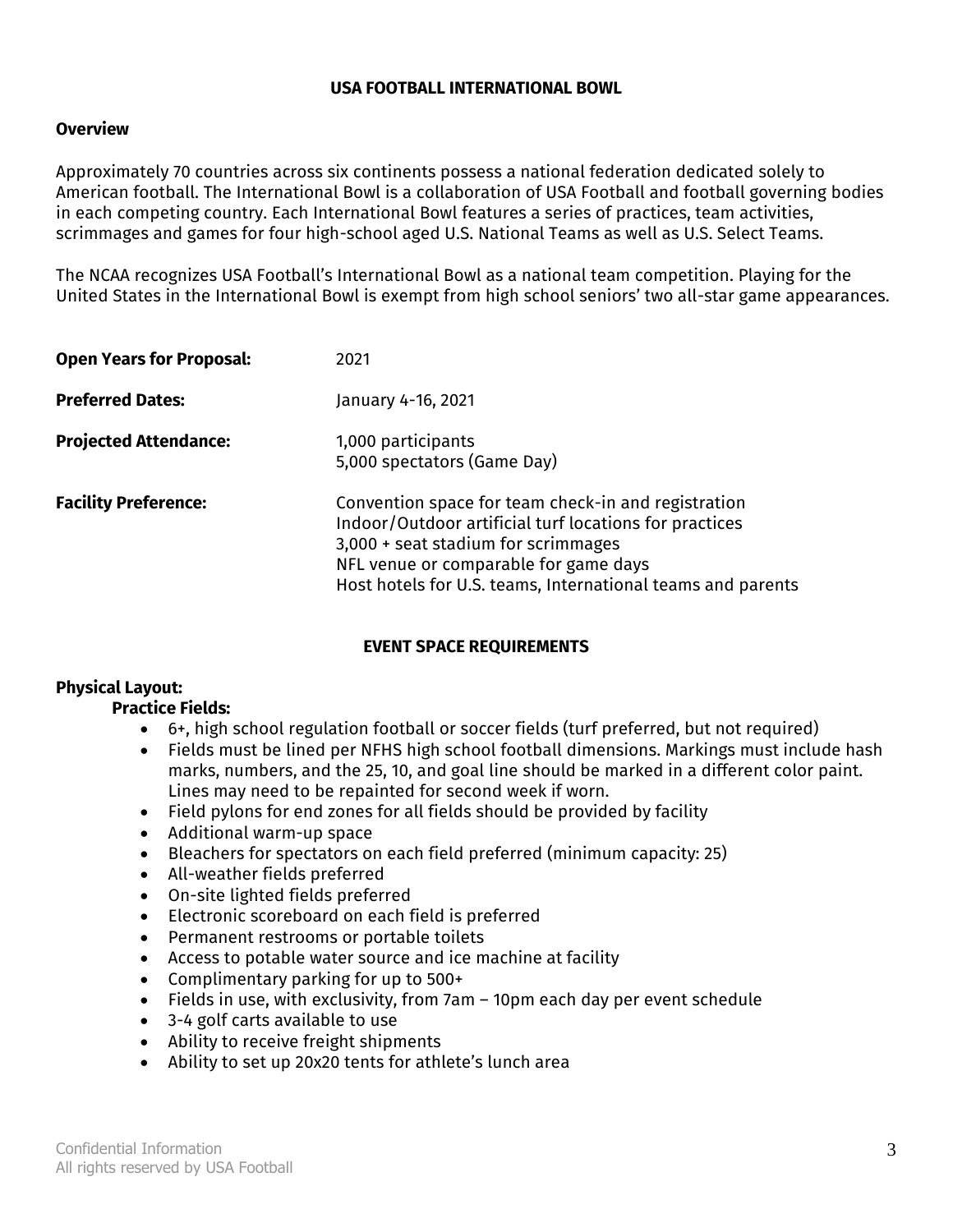# USA FOOTBALL INTERNATIONAL BOWL

## Overview

Approximately 70 countries across six continents possess a national federation dedicated solely to American football. The International Bowl is a collaboration of USA Football and football governing bodies in each competing country. Each International Bowl features a series of practices, team activities, scrimmages and games for four high-school aged U.S. National Teams as well as U.S. Select Teams.

The NCAA recognizes USA Football's International Bowl as a national team competition. Playing for the United States in the International Bowl is exempt from high school seniors' two all-star game appearances.

**Open Years for Proposal:** 2021

**Preferred Dates:** January 4-16, 2021

**Projected Attendance:** 1,000 participants
5,000 spectators (Game Day)

**Facility Preference:** Convention space for team check-in and registration
Indoor/Outdoor artificial turf locations for practices
3,000 + seat stadium for scrimmages
NFL venue or comparable for game days
Host hotels for U.S. teams, International teams and parents

## EVENT SPACE REQUIREMENTS

**Physical Layout:**

**Practice Fields:**

- 6+, high school regulation football or soccer fields (turf preferred, but not required)
- Fields must be lined per NFHS high school football dimensions. Markings must include hash marks, numbers, and the 25, 10, and goal line should be marked in a different color paint. Lines may need to be repainted for second week if worn.
- Field pylons for end zones for all fields should be provided by facility
- Additional warm-up space
- Bleachers for spectators on each field preferred (minimum capacity: 25)
- All-weather fields preferred
- On-site lighted fields preferred
- Electronic scoreboard on each field is preferred
- Permanent restrooms or portable toilets
- Access to potable water source and ice machine at facility
- Complimentary parking for up to 500+
- Fields in use, with exclusivity, from 7am – 10pm each day per event schedule
- 3-4 golf carts available to use
- Ability to receive freight shipments
- Ability to set up 20x20 tents for athlete's lunch area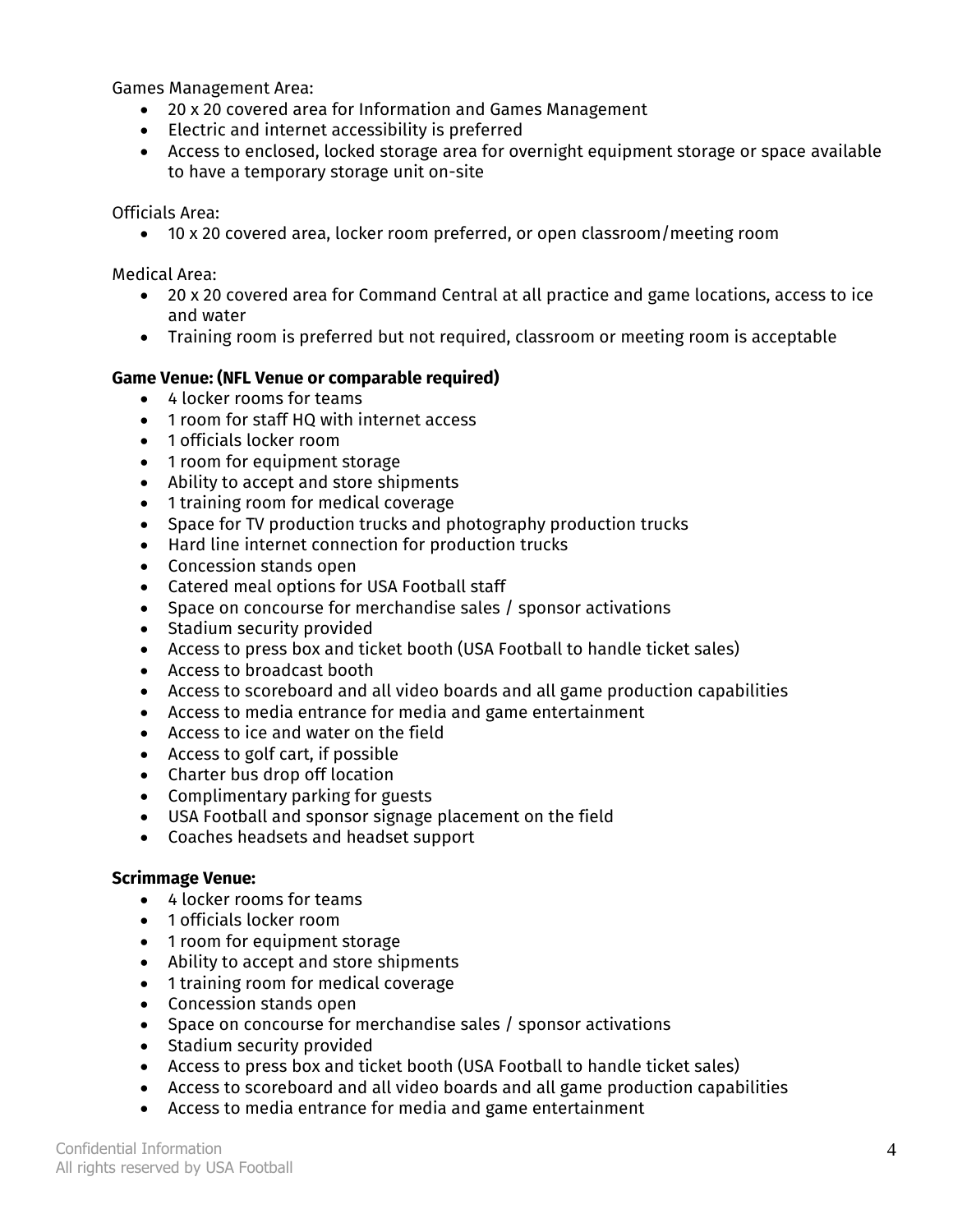Games Management Area:

- 20 x 20 covered area for Information and Games Management
- Electric and internet accessibility is preferred
- Access to enclosed, locked storage area for overnight equipment storage or space available to have a temporary storage unit on-site

Officials Area:

- 10 x 20 covered area, locker room preferred, or open classroom/meeting room

Medical Area:

- 20 x 20 covered area for Command Central at all practice and game locations, access to ice and water
- Training room is preferred but not required, classroom or meeting room is acceptable

**Game Venue: (NFL Venue or comparable required)**

- 4 locker rooms for teams
- 1 room for staff HQ with internet access
- 1 officials locker room
- 1 room for equipment storage
- Ability to accept and store shipments
- 1 training room for medical coverage
- Space for TV production trucks and photography production trucks
- Hard line internet connection for production trucks
- Concession stands open
- Catered meal options for USA Football staff
- Space on concourse for merchandise sales / sponsor activations
- Stadium security provided
- Access to press box and ticket booth (USA Football to handle ticket sales)
- Access to broadcast booth
- Access to scoreboard and all video boards and all game production capabilities
- Access to media entrance for media and game entertainment
- Access to ice and water on the field
- Access to golf cart, if possible
- Charter bus drop off location
- Complimentary parking for guests
- USA Football and sponsor signage placement on the field
- Coaches headsets and headset support

**Scrimmage Venue:**

- 4 locker rooms for teams
- 1 officials locker room
- 1 room for equipment storage
- Ability to accept and store shipments
- 1 training room for medical coverage
- Concession stands open
- Space on concourse for merchandise sales / sponsor activations
- Stadium security provided
- Access to press box and ticket booth (USA Football to handle ticket sales)
- Access to scoreboard and all video boards and all game production capabilities
- Access to media entrance for media and game entertainment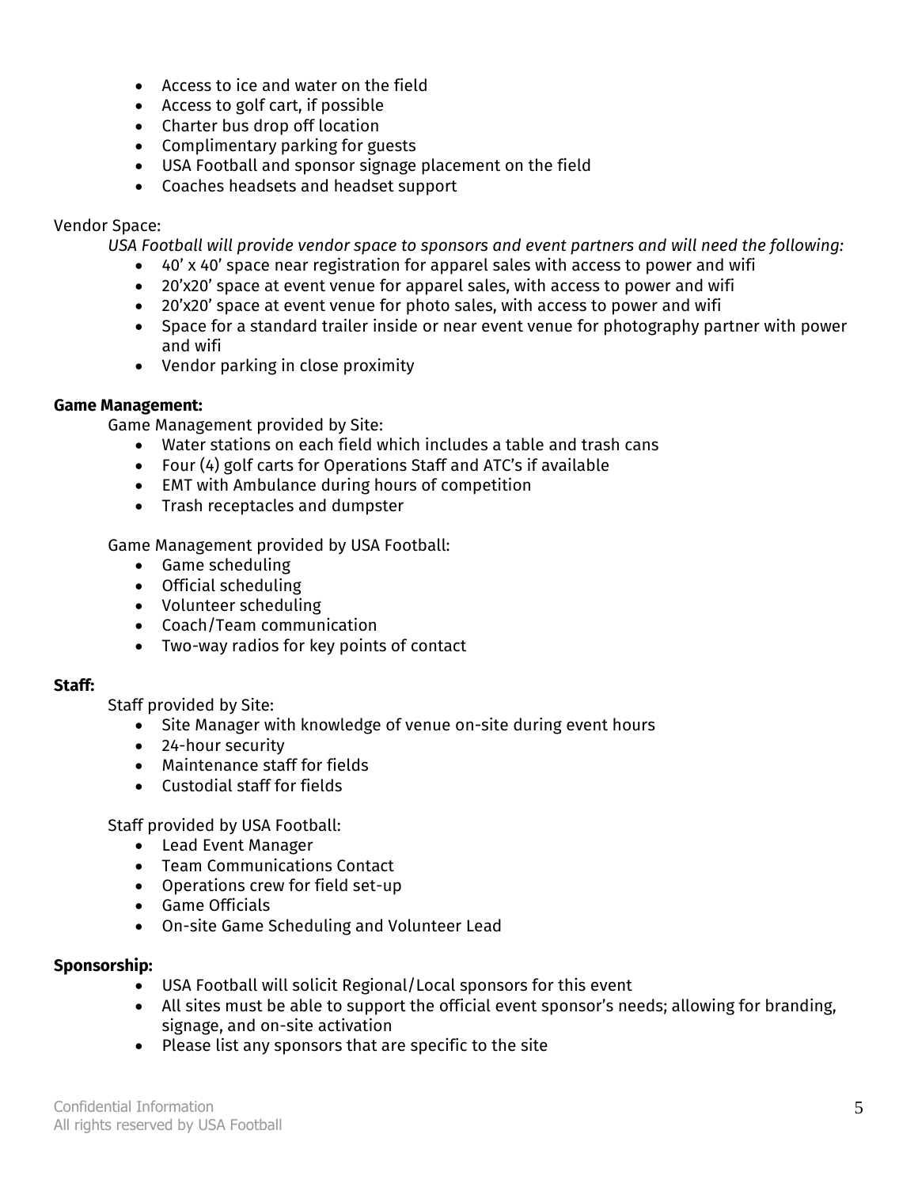- Access to ice and water on the field
- Access to golf cart, if possible
- Charter bus drop off location
- Complimentary parking for guests
- USA Football and sponsor signage placement on the field
- Coaches headsets and headset support

Vendor Space:

*USA Football will provide vendor space to sponsors and event partners and will need the following:*

- 40' x 40' space near registration for apparel sales with access to power and wifi
- 20'x20' space at event venue for apparel sales, with access to power and wifi
- 20'x20' space at event venue for photo sales, with access to power and wifi
- Space for a standard trailer inside or near event venue for photography partner with power and wifi
- Vendor parking in close proximity

**Game Management:**

Game Management provided by Site:

- Water stations on each field which includes a table and trash cans
- Four (4) golf carts for Operations Staff and ATC's if available
- EMT with Ambulance during hours of competition
- Trash receptacles and dumpster

Game Management provided by USA Football:

- Game scheduling
- Official scheduling
- Volunteer scheduling
- Coach/Team communication
- Two-way radios for key points of contact

**Staff:**

Staff provided by Site:

- Site Manager with knowledge of venue on-site during event hours
- 24-hour security
- Maintenance staff for fields
- Custodial staff for fields

Staff provided by USA Football:

- Lead Event Manager
- Team Communications Contact
- Operations crew for field set-up
- Game Officials
- On-site Game Scheduling and Volunteer Lead

**Sponsorship:**

- USA Football will solicit Regional/Local sponsors for this event
- All sites must be able to support the official event sponsor's needs; allowing for branding, signage, and on-site activation
- Please list any sponsors that are specific to the site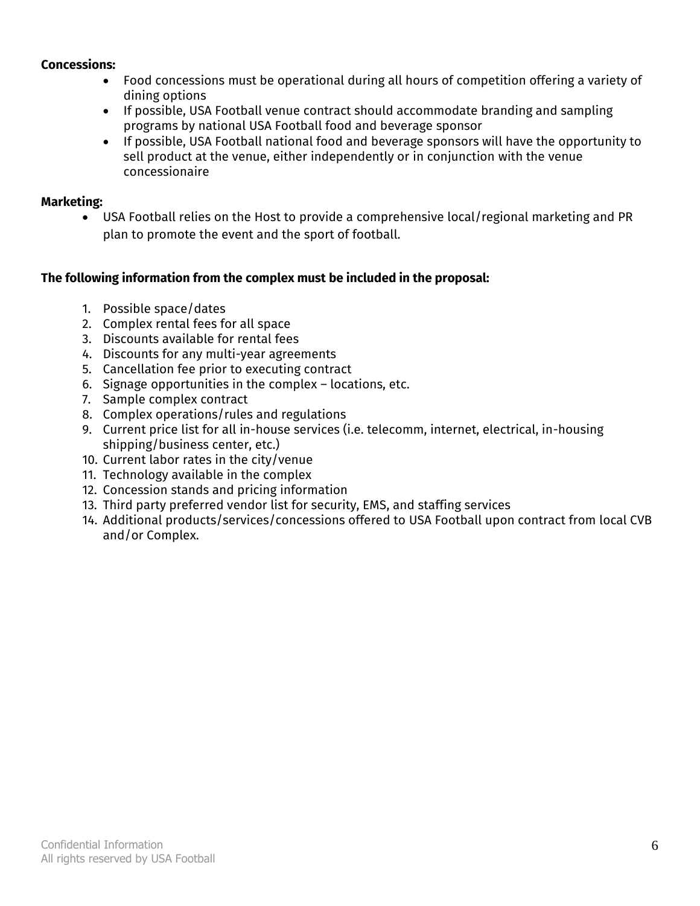**Concessions:**

- Food concessions must be operational during all hours of competition offering a variety of dining options
- If possible, USA Football venue contract should accommodate branding and sampling programs by national USA Football food and beverage sponsor
- If possible, USA Football national food and beverage sponsors will have the opportunity to sell product at the venue, either independently or in conjunction with the venue concessionaire

**Marketing:**

- USA Football relies on the Host to provide a comprehensive local/regional marketing and PR plan to promote the event and the sport of football.

**The following information from the complex must be included in the proposal:**

1. Possible space/dates
2. Complex rental fees for all space
3. Discounts available for rental fees
4. Discounts for any multi-year agreements
5. Cancellation fee prior to executing contract
6. Signage opportunities in the complex – locations, etc.
7. Sample complex contract
8. Complex operations/rules and regulations
9. Current price list for all in-house services (i.e. telecomm, internet, electrical, in-housing shipping/business center, etc.)
10. Current labor rates in the city/venue
11. Technology available in the complex
12. Concession stands and pricing information
13. Third party preferred vendor list for security, EMS, and staffing services
14. Additional products/services/concessions offered to USA Football upon contract from local CVB and/or Complex.

Confidential Information
All rights reserved by USA Football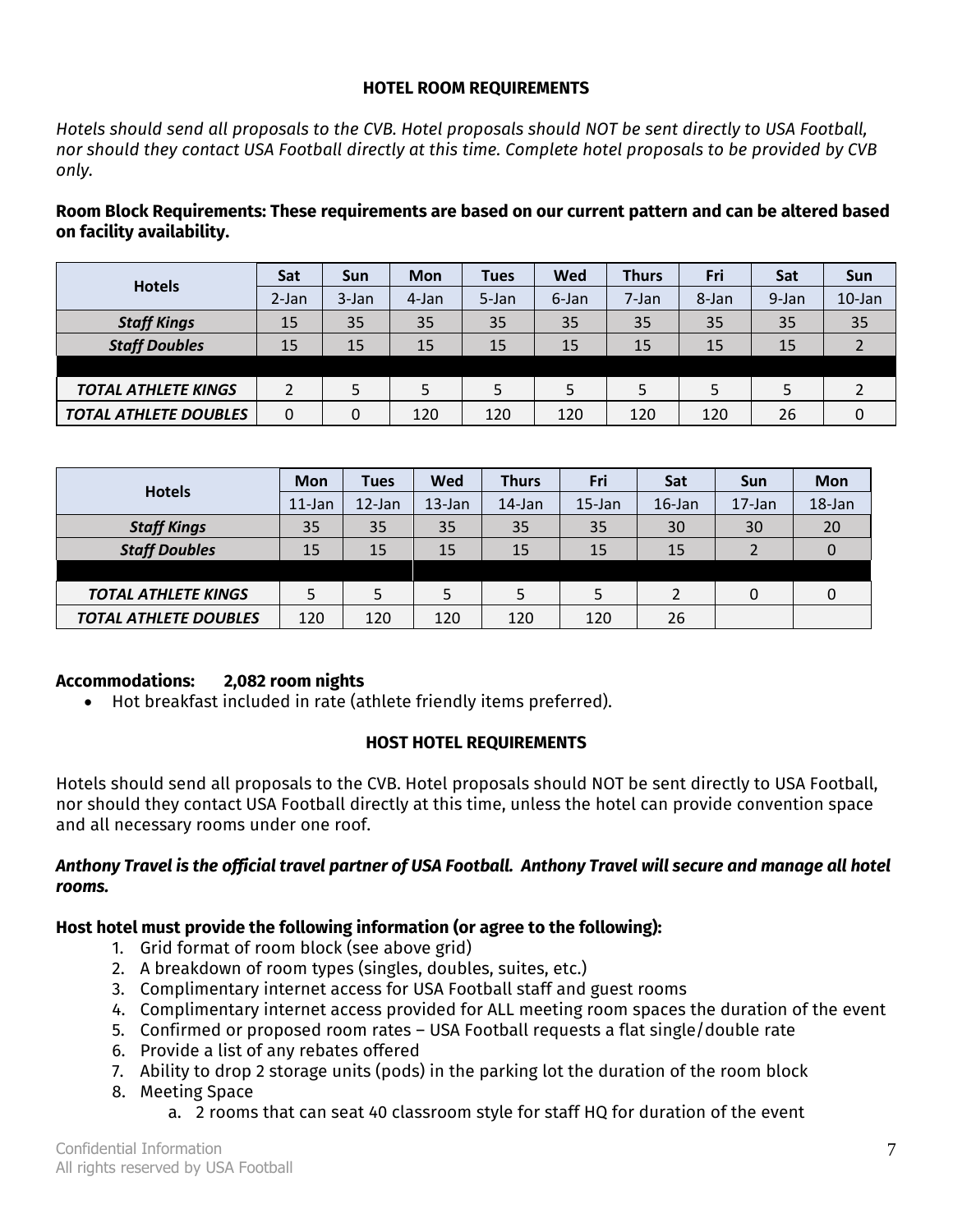**HOTEL ROOM REQUIREMENTS**

*Hotels should send all proposals to the CVB. Hotel proposals should NOT be sent directly to USA Football, nor should they contact USA Football directly at this time. Complete hotel proposals to be provided by CVB only.*

**Room Block Requirements: These requirements are based on our current pattern and can be altered based on facility availability.**

| Hotels | Sat | Sun | Mon | Tues | Wed | Thurs | Fri | Sat | Sun |
|---|---|---|---|---|---|---|---|---|---|
| | 2-Jan | 3-Jan | 4-Jan | 5-Jan | 6-Jan | 7-Jan | 8-Jan | 9-Jan | 10-Jan |
| ***Staff Kings*** | 15 | 35 | 35 | 35 | 35 | 35 | 35 | 35 | 35 |
| ***Staff Doubles*** | 15 | 15 | 15 | 15 | 15 | 15 | 15 | 15 | 2 |
| | | | | | | | | | |
| ***TOTAL ATHLETE KINGS*** | 2 | 5 | 5 | 5 | 5 | 5 | 5 | 5 | 2 |
| ***TOTAL ATHLETE DOUBLES*** | 0 | 0 | 120 | 120 | 120 | 120 | 120 | 26 | 0 |

| Hotels | Mon | Tues | Wed | Thurs | Fri | Sat | Sun | Mon |
|---|---|---|---|---|---|---|---|---|
| | 11-Jan | 12-Jan | 13-Jan | 14-Jan | 15-Jan | 16-Jan | 17-Jan | 18-Jan |
| ***Staff Kings*** | 35 | 35 | 35 | 35 | 35 | 30 | 30 | 20 |
| ***Staff Doubles*** | 15 | 15 | 15 | 15 | 15 | 15 | 2 | 0 |
| | | | | | | | | |
| ***TOTAL ATHLETE KINGS*** | 5 | 5 | 5 | 5 | 5 | 2 | 0 | 0 |
| ***TOTAL ATHLETE DOUBLES*** | 120 | 120 | 120 | 120 | 120 | 26 | | |

**Accommodations: 2,082 room nights**

- Hot breakfast included in rate (athlete friendly items preferred).

**HOST HOTEL REQUIREMENTS**

Hotels should send all proposals to the CVB. Hotel proposals should NOT be sent directly to USA Football, nor should they contact USA Football directly at this time, unless the hotel can provide convention space and all necessary rooms under one roof.

***Anthony Travel is the official travel partner of USA Football. Anthony Travel will secure and manage all hotel rooms.***

**Host hotel must provide the following information (or agree to the following):**

1. Grid format of room block (see above grid)
2. A breakdown of room types (singles, doubles, suites, etc.)
3. Complimentary internet access for USA Football staff and guest rooms
4. Complimentary internet access provided for ALL meeting room spaces the duration of the event
5. Confirmed or proposed room rates – USA Football requests a flat single/double rate
6. Provide a list of any rebates offered
7. Ability to drop 2 storage units (pods) in the parking lot the duration of the room block
8. Meeting Space
   a. 2 rooms that can seat 40 classroom style for staff HQ for duration of the event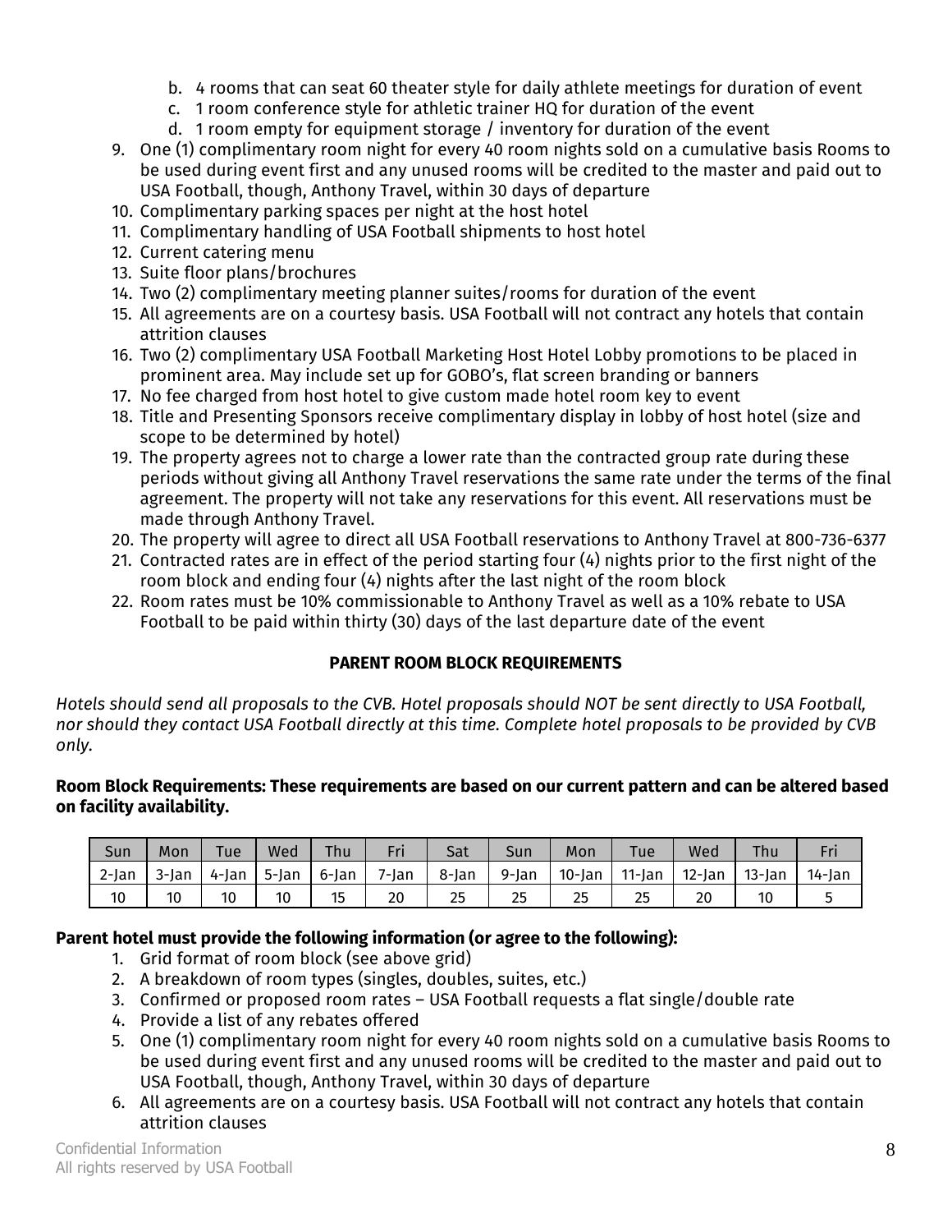b. 4 rooms that can seat 60 theater style for daily athlete meetings for duration of event
c. 1 room conference style for athletic trainer HQ for duration of the event
d. 1 room empty for equipment storage / inventory for duration of the event

9. One (1) complimentary room night for every 40 room nights sold on a cumulative basis Rooms to be used during event first and any unused rooms will be credited to the master and paid out to USA Football, though, Anthony Travel, within 30 days of departure
10. Complimentary parking spaces per night at the host hotel
11. Complimentary handling of USA Football shipments to host hotel
12. Current catering menu
13. Suite floor plans/brochures
14. Two (2) complimentary meeting planner suites/rooms for duration of the event
15. All agreements are on a courtesy basis. USA Football will not contract any hotels that contain attrition clauses
16. Two (2) complimentary USA Football Marketing Host Hotel Lobby promotions to be placed in prominent area. May include set up for GOBO's, flat screen branding or banners
17. No fee charged from host hotel to give custom made hotel room key to event
18. Title and Presenting Sponsors receive complimentary display in lobby of host hotel (size and scope to be determined by hotel)
19. The property agrees not to charge a lower rate than the contracted group rate during these periods without giving all Anthony Travel reservations the same rate under the terms of the final agreement. The property will not take any reservations for this event. All reservations must be made through Anthony Travel.
20. The property will agree to direct all USA Football reservations to Anthony Travel at 800-736-6377
21. Contracted rates are in effect of the period starting four (4) nights prior to the first night of the room block and ending four (4) nights after the last night of the room block
22. Room rates must be 10% commissionable to Anthony Travel as well as a 10% rebate to USA Football to be paid within thirty (30) days of the last departure date of the event

**PARENT ROOM BLOCK REQUIREMENTS**

*Hotels should send all proposals to the CVB. Hotel proposals should NOT be sent directly to USA Football, nor should they contact USA Football directly at this time. Complete hotel proposals to be provided by CVB only.*

**Room Block Requirements: These requirements are based on our current pattern and can be altered based on facility availability.**

| Sun | Mon | Tue | Wed | Thu | Fri | Sat | Sun | Mon | Tue | Wed | Thu | Fri |
|---|---|---|---|---|---|---|---|---|---|---|---|---|
| 2-Jan | 3-Jan | 4-Jan | 5-Jan | 6-Jan | 7-Jan | 8-Jan | 9-Jan | 10-Jan | 11-Jan | 12-Jan | 13-Jan | 14-Jan |
| 10 | 10 | 10 | 10 | 15 | 20 | 25 | 25 | 25 | 25 | 20 | 10 | 5 |

**Parent hotel must provide the following information (or agree to the following):**

1. Grid format of room block (see above grid)
2. A breakdown of room types (singles, doubles, suites, etc.)
3. Confirmed or proposed room rates – USA Football requests a flat single/double rate
4. Provide a list of any rebates offered
5. One (1) complimentary room night for every 40 room nights sold on a cumulative basis Rooms to be used during event first and any unused rooms will be credited to the master and paid out to USA Football, though, Anthony Travel, within 30 days of departure
6. All agreements are on a courtesy basis. USA Football will not contract any hotels that contain attrition clauses

Confidential Information
All rights reserved by USA Football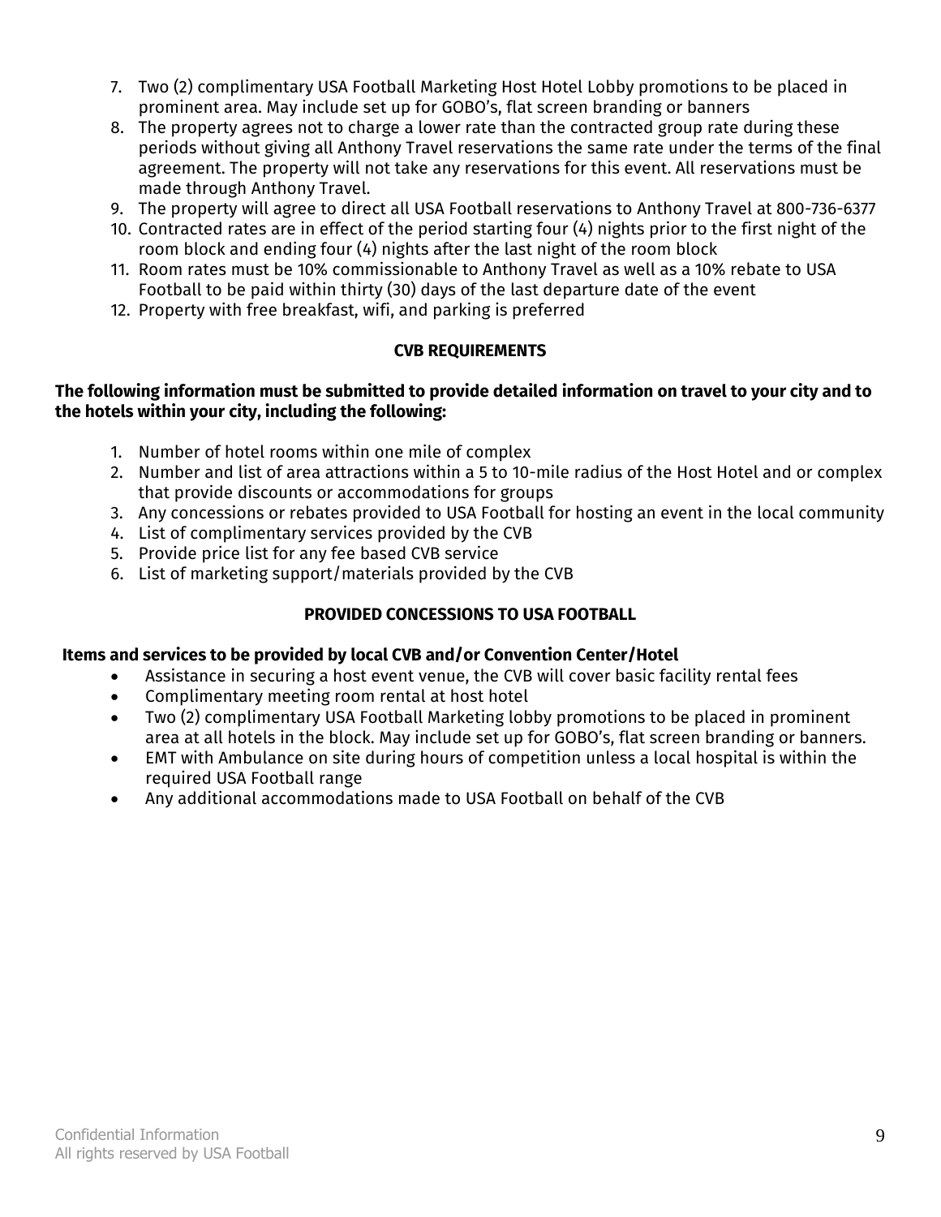7. Two (2) complimentary USA Football Marketing Host Hotel Lobby promotions to be placed in prominent area. May include set up for GOBO's, flat screen branding or banners
8. The property agrees not to charge a lower rate than the contracted group rate during these periods without giving all Anthony Travel reservations the same rate under the terms of the final agreement. The property will not take any reservations for this event. All reservations must be made through Anthony Travel.
9. The property will agree to direct all USA Football reservations to Anthony Travel at 800-736-6377
10. Contracted rates are in effect of the period starting four (4) nights prior to the first night of the room block and ending four (4) nights after the last night of the room block
11. Room rates must be 10% commissionable to Anthony Travel as well as a 10% rebate to USA Football to be paid within thirty (30) days of the last departure date of the event
12. Property with free breakfast, wifi, and parking is preferred

## CVB REQUIREMENTS

**The following information must be submitted to provide detailed information on travel to your city and to the hotels within your city, including the following:**

1. Number of hotel rooms within one mile of complex
2. Number and list of area attractions within a 5 to 10-mile radius of the Host Hotel and or complex that provide discounts or accommodations for groups
3. Any concessions or rebates provided to USA Football for hosting an event in the local community
4. List of complimentary services provided by the CVB
5. Provide price list for any fee based CVB service
6. List of marketing support/materials provided by the CVB

## PROVIDED CONCESSIONS TO USA FOOTBALL

**Items and services to be provided by local CVB and/or Convention Center/Hotel**

- Assistance in securing a host event venue, the CVB will cover basic facility rental fees
- Complimentary meeting room rental at host hotel
- Two (2) complimentary USA Football Marketing lobby promotions to be placed in prominent area at all hotels in the block. May include set up for GOBO's, flat screen branding or banners.
- EMT with Ambulance on site during hours of competition unless a local hospital is within the required USA Football range
- Any additional accommodations made to USA Football on behalf of the CVB